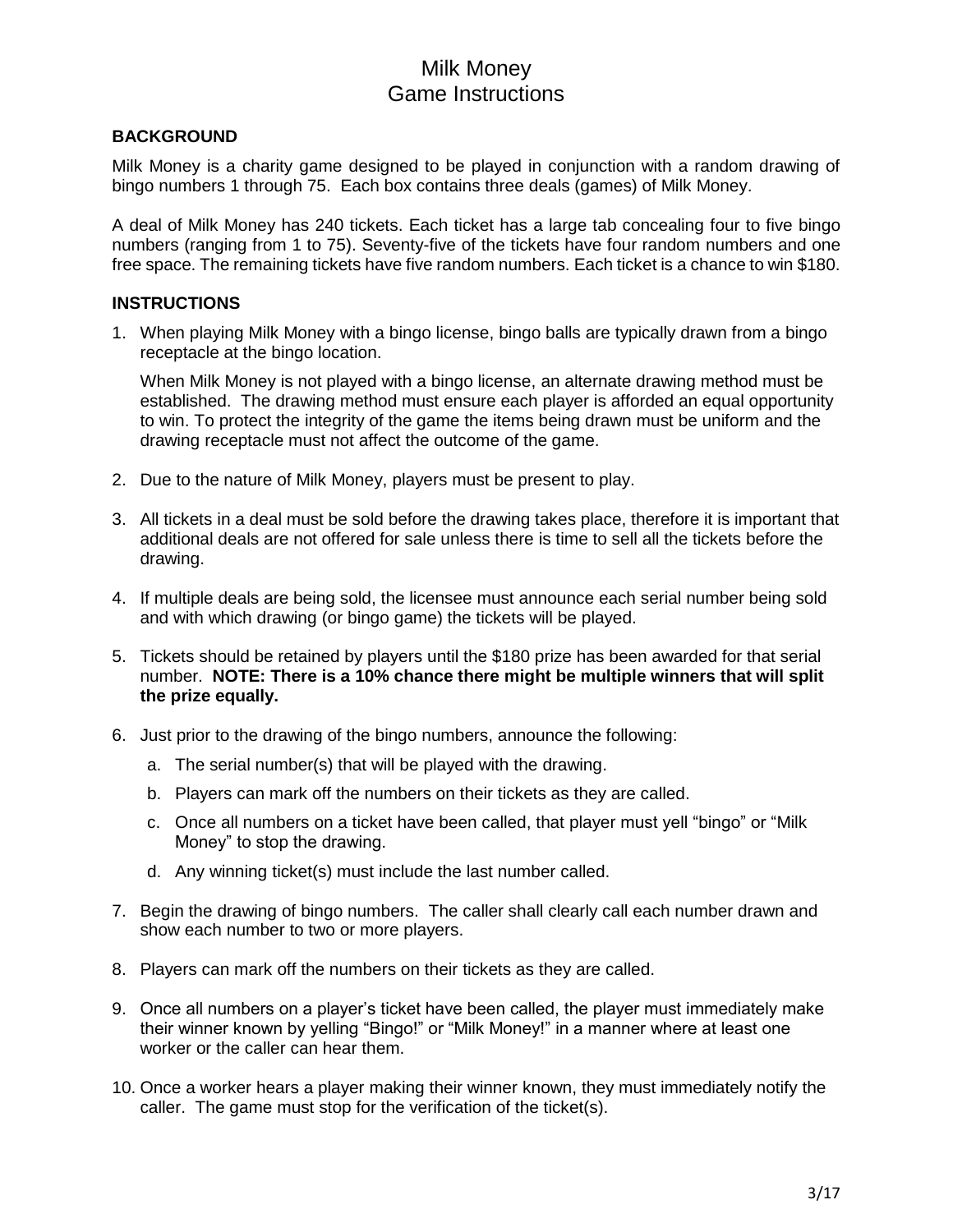# Milk Money
# Game Instructions

## BACKGROUND

Milk Money is a charity game designed to be played in conjunction with a random drawing of bingo numbers 1 through 75. Each box contains three deals (games) of Milk Money.

A deal of Milk Money has 240 tickets. Each ticket has a large tab concealing four to five bingo numbers (ranging from 1 to 75). Seventy-five of the tickets have four random numbers and one free space. The remaining tickets have five random numbers. Each ticket is a chance to win $180.

## INSTRUCTIONS

1. When playing Milk Money with a bingo license, bingo balls are typically drawn from a bingo receptacle at the bingo location.

   When Milk Money is not played with a bingo license, an alternate drawing method must be established. The drawing method must ensure each player is afforded an equal opportunity to win. To protect the integrity of the game the items being drawn must be uniform and the drawing receptacle must not affect the outcome of the game.

2. Due to the nature of Milk Money, players must be present to play.

3. All tickets in a deal must be sold before the drawing takes place, therefore it is important that additional deals are not offered for sale unless there is time to sell all the tickets before the drawing.

4. If multiple deals are being sold, the licensee must announce each serial number being sold and with which drawing (or bingo game) the tickets will be played.

5. Tickets should be retained by players until the $180 prize has been awarded for that serial number. **NOTE: There is a 10% chance there might be multiple winners that will split the prize equally.**

6. Just prior to the drawing of the bingo numbers, announce the following:

   a. The serial number(s) that will be played with the drawing.

   b. Players can mark off the numbers on their tickets as they are called.

   c. Once all numbers on a ticket have been called, that player must yell "bingo" or "Milk Money" to stop the drawing.

   d. Any winning ticket(s) must include the last number called.

7. Begin the drawing of bingo numbers. The caller shall clearly call each number drawn and show each number to two or more players.

8. Players can mark off the numbers on their tickets as they are called.

9. Once all numbers on a player's ticket have been called, the player must immediately make their winner known by yelling "Bingo!" or "Milk Money!" in a manner where at least one worker or the caller can hear them.

10. Once a worker hears a player making their winner known, they must immediately notify the caller. The game must stop for the verification of the ticket(s).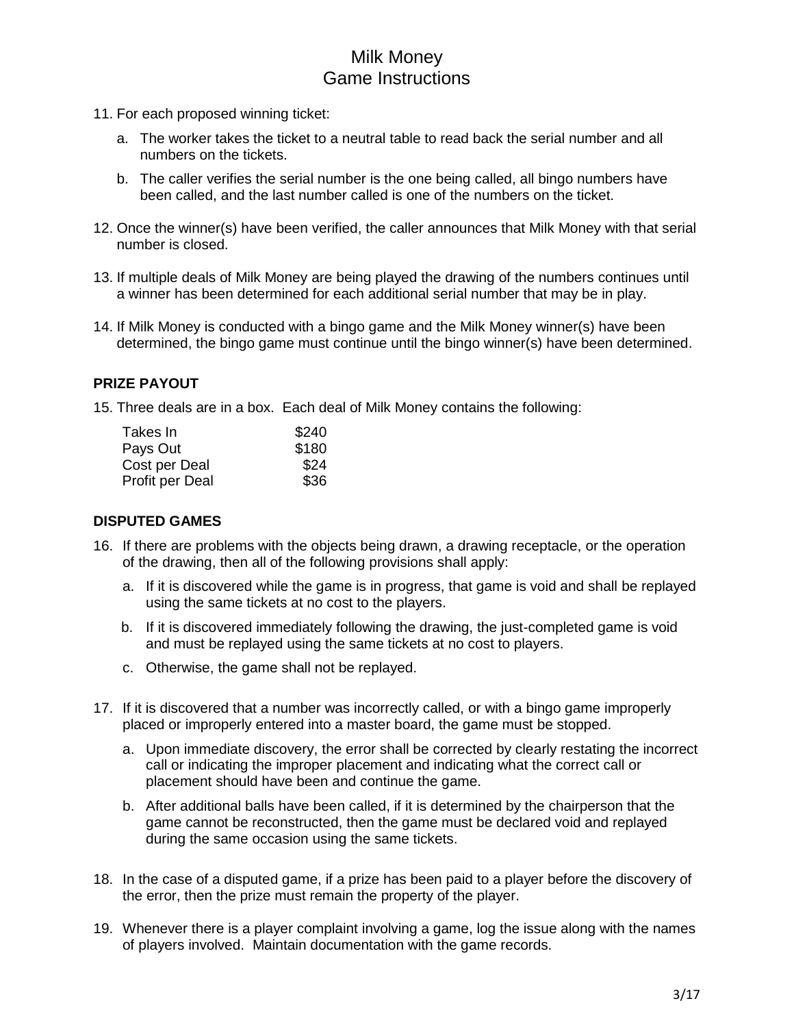# Milk Money
# Game Instructions

11. For each proposed winning ticket:

    a. The worker takes the ticket to a neutral table to read back the serial number and all numbers on the tickets.

    b. The caller verifies the serial number is the one being called, all bingo numbers have been called, and the last number called is one of the numbers on the ticket.

12. Once the winner(s) have been verified, the caller announces that Milk Money with that serial number is closed.

13. If multiple deals of Milk Money are being played the drawing of the numbers continues until a winner has been determined for each additional serial number that may be in play.

14. If Milk Money is conducted with a bingo game and the Milk Money winner(s) have been determined, the bingo game must continue until the bingo winner(s) have been determined.

### PRIZE PAYOUT

15. Three deals are in a box. Each deal of Milk Money contains the following:

| | |
|---|---|
| Takes In | $240 |
| Pays Out | $180 |
| Cost per Deal | $24 |
| Profit per Deal | $36 |

### DISPUTED GAMES

16. If there are problems with the objects being drawn, a drawing receptacle, or the operation of the drawing, then all of the following provisions shall apply:

    a. If it is discovered while the game is in progress, that game is void and shall be replayed using the same tickets at no cost to the players.

    b. If it is discovered immediately following the drawing, the just-completed game is void and must be replayed using the same tickets at no cost to players.

    c. Otherwise, the game shall not be replayed.

17. If it is discovered that a number was incorrectly called, or with a bingo game improperly placed or improperly entered into a master board, the game must be stopped.

    a. Upon immediate discovery, the error shall be corrected by clearly restating the incorrect call or indicating the improper placement and indicating what the correct call or placement should have been and continue the game.

    b. After additional balls have been called, if it is determined by the chairperson that the game cannot be reconstructed, then the game must be declared void and replayed during the same occasion using the same tickets.

18. In the case of a disputed game, if a prize has been paid to a player before the discovery of the error, then the prize must remain the property of the player.

19. Whenever there is a player complaint involving a game, log the issue along with the names of players involved. Maintain documentation with the game records.